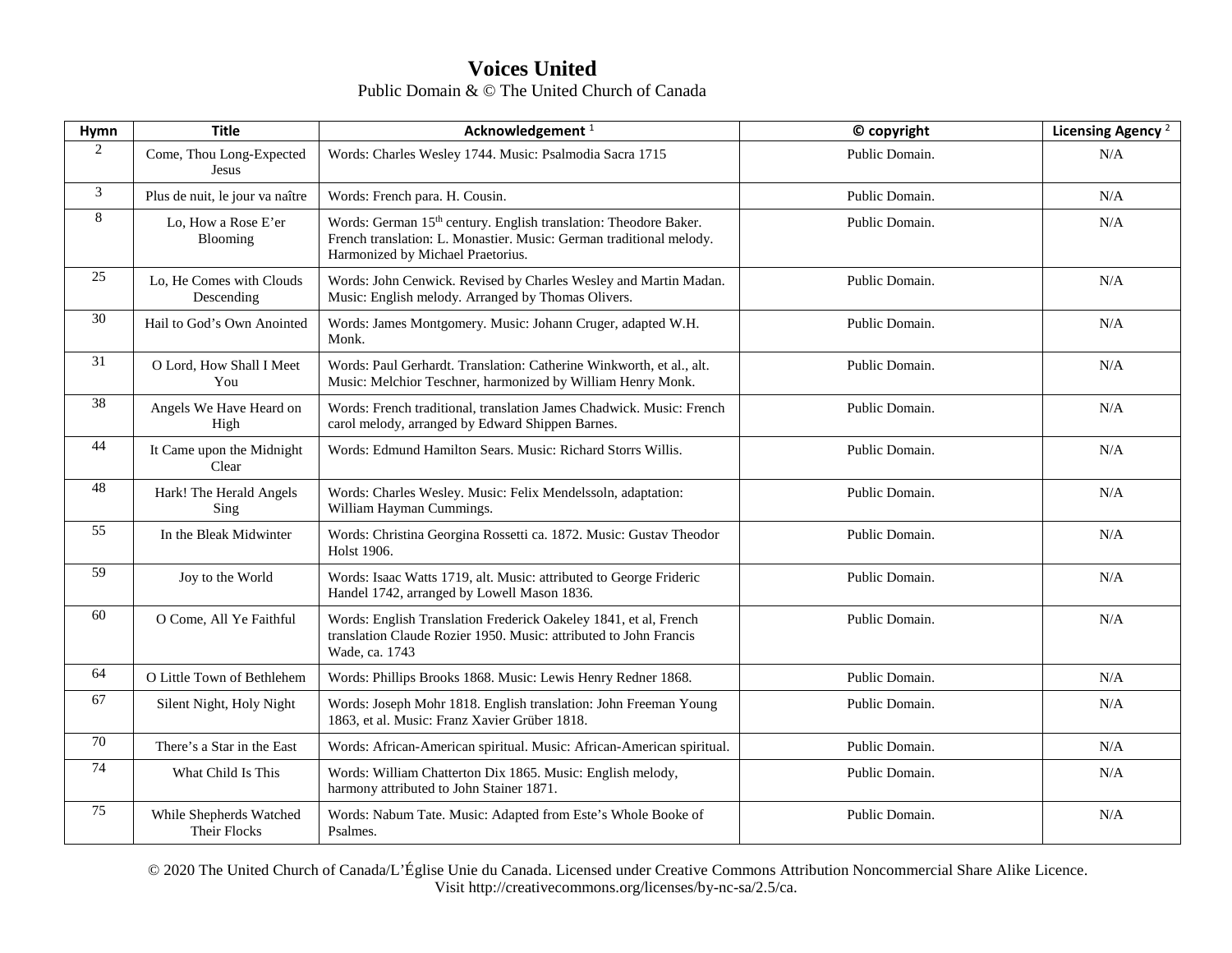# Voices United

Public Domain & © The United Church of Canada

| Hymn | Title | Acknowledgement [1] | © copyright | Licensing Agency [2] |
|---|---|---|---|---|
| 2 | Come, Thou Long-Expected Jesus | Words: Charles Wesley 1744. Music: Psalmodia Sacra 1715 | Public Domain. | N/A |
| 3 | Plus de nuit, le jour va naître | Words: French para. H. Cousin. | Public Domain. | N/A |
| 8 | Lo, How a Rose E'er Blooming | Words: German 15th century. English translation: Theodore Baker. French translation: L. Monastier. Music: German traditional melody. Harmonized by Michael Praetorius. | Public Domain. | N/A |
| 25 | Lo, He Comes with Clouds Descending | Words: John Cenwick. Revised by Charles Wesley and Martin Madan. Music: English melody. Arranged by Thomas Olivers. | Public Domain. | N/A |
| 30 | Hail to God's Own Anointed | Words: James Montgomery. Music: Johann Cruger, adapted W.H. Monk. | Public Domain. | N/A |
| 31 | O Lord, How Shall I Meet You | Words: Paul Gerhardt. Translation: Catherine Winkworth, et al., alt. Music: Melchior Teschner, harmonized by William Henry Monk. | Public Domain. | N/A |
| 38 | Angels We Have Heard on High | Words: French traditional, translation James Chadwick. Music: French carol melody, arranged by Edward Shippen Barnes. | Public Domain. | N/A |
| 44 | It Came upon the Midnight Clear | Words: Edmund Hamilton Sears. Music: Richard Storrs Willis. | Public Domain. | N/A |
| 48 | Hark! The Herald Angels Sing | Words: Charles Wesley. Music: Felix Mendelssoln, adaptation: William Hayman Cummings. | Public Domain. | N/A |
| 55 | In the Bleak Midwinter | Words: Christina Georgina Rossetti ca. 1872. Music: Gustav Theodor Holst 1906. | Public Domain. | N/A |
| 59 | Joy to the World | Words: Isaac Watts 1719, alt. Music: attributed to George Frideric Handel 1742, arranged by Lowell Mason 1836. | Public Domain. | N/A |
| 60 | O Come, All Ye Faithful | Words: English Translation Frederick Oakeley 1841, et al, French translation Claude Rozier 1950. Music: attributed to John Francis Wade, ca. 1743 | Public Domain. | N/A |
| 64 | O Little Town of Bethlehem | Words: Phillips Brooks 1868. Music: Lewis Henry Redner 1868. | Public Domain. | N/A |
| 67 | Silent Night, Holy Night | Words: Joseph Mohr 1818. English translation: John Freeman Young 1863, et al. Music: Franz Xavier Grüber 1818. | Public Domain. | N/A |
| 70 | There's a Star in the East | Words: African-American spiritual. Music: African-American spiritual. | Public Domain. | N/A |
| 74 | What Child Is This | Words: William Chatterton Dix 1865. Music: English melody, harmony attributed to John Stainer 1871. | Public Domain. | N/A |
| 75 | While Shepherds Watched Their Flocks | Words: Nabum Tate. Music: Adapted from Este's Whole Booke of Psalmes. | Public Domain. | N/A |

© 2020 The United Church of Canada/L'Église Unie du Canada. Licensed under Creative Commons Attribution Noncommercial Share Alike Licence. Visit http://creativecommons.org/licenses/by-nc-sa/2.5/ca.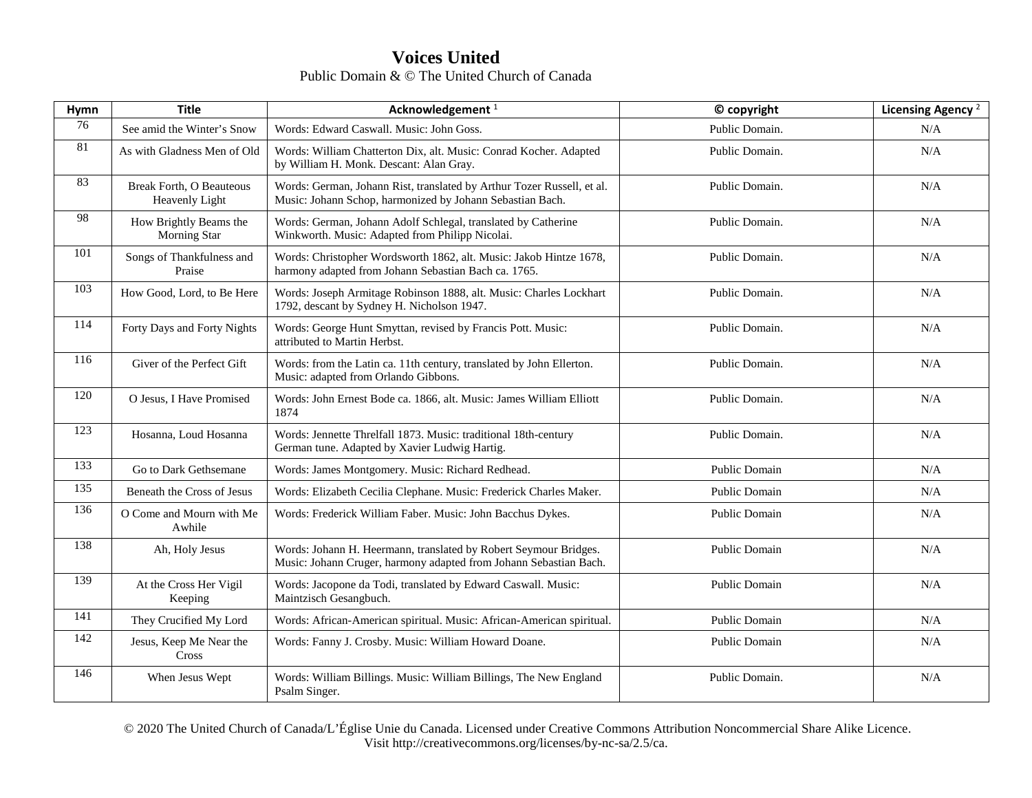# Voices United

Public Domain & © The United Church of Canada

| Hymn | Title | Acknowledgement [1] | © copyright | Licensing Agency [2] |
|---|---|---|---|---|
| 76 | See amid the Winter's Snow | Words: Edward Caswall. Music: John Goss. | Public Domain. | N/A |
| 81 | As with Gladness Men of Old | Words: William Chatterton Dix, alt. Music: Conrad Kocher. Adapted by William H. Monk. Descant: Alan Gray. | Public Domain. | N/A |
| 83 | Break Forth, O Beauteous Heavenly Light | Words: German, Johann Rist, translated by Arthur Tozer Russell, et al. Music: Johann Schop, harmonized by Johann Sebastian Bach. | Public Domain. | N/A |
| 98 | How Brightly Beams the Morning Star | Words: German, Johann Adolf Schlegal, translated by Catherine Winkworth. Music: Adapted from Philipp Nicolai. | Public Domain. | N/A |
| 101 | Songs of Thankfulness and Praise | Words: Christopher Wordsworth 1862, alt. Music: Jakob Hintze 1678, harmony adapted from Johann Sebastian Bach ca. 1765. | Public Domain. | N/A |
| 103 | How Good, Lord, to Be Here | Words: Joseph Armitage Robinson 1888, alt. Music: Charles Lockhart 1792, descant by Sydney H. Nicholson 1947. | Public Domain. | N/A |
| 114 | Forty Days and Forty Nights | Words: George Hunt Smyttan, revised by Francis Pott. Music: attributed to Martin Herbst. | Public Domain. | N/A |
| 116 | Giver of the Perfect Gift | Words: from the Latin ca. 11th century, translated by John Ellerton. Music: adapted from Orlando Gibbons. | Public Domain. | N/A |
| 120 | O Jesus, I Have Promised | Words: John Ernest Bode ca. 1866, alt. Music: James William Elliott 1874 | Public Domain. | N/A |
| 123 | Hosanna, Loud Hosanna | Words: Jennette Threlfall 1873. Music: traditional 18th-century German tune. Adapted by Xavier Ludwig Hartig. | Public Domain. | N/A |
| 133 | Go to Dark Gethsemane | Words: James Montgomery. Music: Richard Redhead. | Public Domain | N/A |
| 135 | Beneath the Cross of Jesus | Words: Elizabeth Cecilia Clephane. Music: Frederick Charles Maker. | Public Domain | N/A |
| 136 | O Come and Mourn with Me Awhile | Words: Frederick William Faber. Music: John Bacchus Dykes. | Public Domain | N/A |
| 138 | Ah, Holy Jesus | Words: Johann H. Heermann, translated by Robert Seymour Bridges. Music: Johann Cruger, harmony adapted from Johann Sebastian Bach. | Public Domain | N/A |
| 139 | At the Cross Her Vigil Keeping | Words: Jacopone da Todi, translated by Edward Caswall. Music: Maintzisch Gesangbuch. | Public Domain | N/A |
| 141 | They Crucified My Lord | Words: African-American spiritual. Music: African-American spiritual. | Public Domain | N/A |
| 142 | Jesus, Keep Me Near the Cross | Words: Fanny J. Crosby. Music: William Howard Doane. | Public Domain | N/A |
| 146 | When Jesus Wept | Words: William Billings. Music: William Billings, The New England Psalm Singer. | Public Domain. | N/A |

© 2020 The United Church of Canada/L'Église Unie du Canada. Licensed under Creative Commons Attribution Noncommercial Share Alike Licence. Visit http://creativecommons.org/licenses/by-nc-sa/2.5/ca.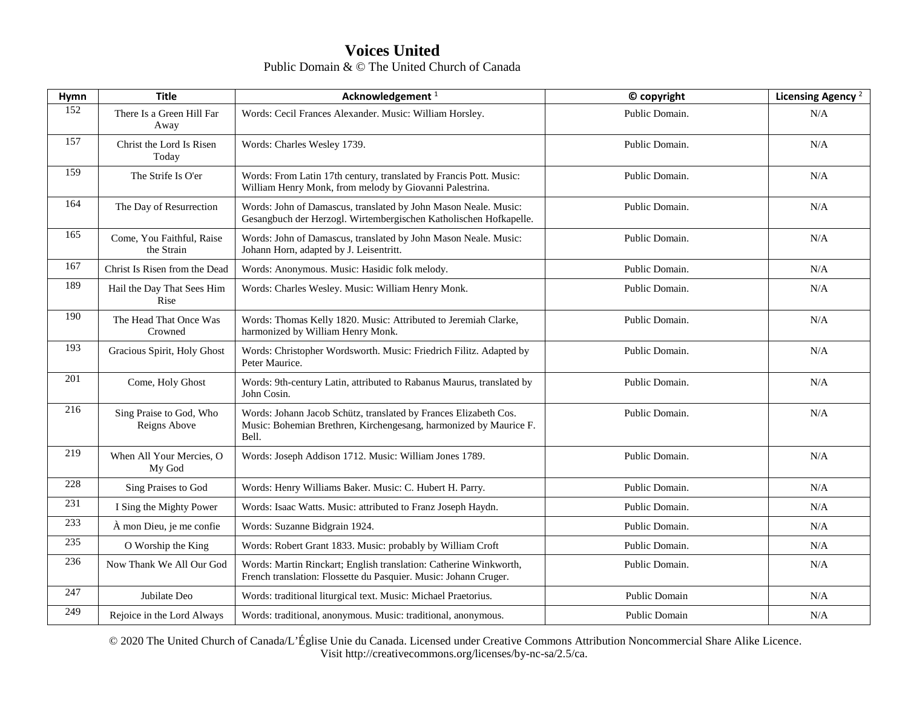# Voices United

Public Domain & © The United Church of Canada

| Hymn | Title | Acknowledgement [1] | © copyright | Licensing Agency [2] |
|---|---|---|---|---|
| 152 | There Is a Green Hill Far Away | Words: Cecil Frances Alexander. Music: William Horsley. | Public Domain. | N/A |
| 157 | Christ the Lord Is Risen Today | Words: Charles Wesley 1739. | Public Domain. | N/A |
| 159 | The Strife Is O'er | Words: From Latin 17th century, translated by Francis Pott. Music: William Henry Monk, from melody by Giovanni Palestrina. | Public Domain. | N/A |
| 164 | The Day of Resurrection | Words: John of Damascus, translated by John Mason Neale. Music: Gesangbuch der Herzogl. Wirtembergischen Katholischen Hofkapelle. | Public Domain. | N/A |
| 165 | Come, You Faithful, Raise the Strain | Words: John of Damascus, translated by John Mason Neale. Music: Johann Horn, adapted by J. Leisentritt. | Public Domain. | N/A |
| 167 | Christ Is Risen from the Dead | Words: Anonymous. Music: Hasidic folk melody. | Public Domain. | N/A |
| 189 | Hail the Day That Sees Him Rise | Words: Charles Wesley. Music: William Henry Monk. | Public Domain. | N/A |
| 190 | The Head That Once Was Crowned | Words: Thomas Kelly 1820. Music: Attributed to Jeremiah Clarke, harmonized by William Henry Monk. | Public Domain. | N/A |
| 193 | Gracious Spirit, Holy Ghost | Words: Christopher Wordsworth. Music: Friedrich Filitz. Adapted by Peter Maurice. | Public Domain. | N/A |
| 201 | Come, Holy Ghost | Words: 9th-century Latin, attributed to Rabanus Maurus, translated by John Cosin. | Public Domain. | N/A |
| 216 | Sing Praise to God, Who Reigns Above | Words: Johann Jacob Schütz, translated by Frances Elizabeth Cos. Music: Bohemian Brethren, Kirchengesang, harmonized by Maurice F. Bell. | Public Domain. | N/A |
| 219 | When All Your Mercies, O My God | Words: Joseph Addison 1712. Music: William Jones 1789. | Public Domain. | N/A |
| 228 | Sing Praises to God | Words: Henry Williams Baker. Music: C. Hubert H. Parry. | Public Domain. | N/A |
| 231 | I Sing the Mighty Power | Words: Isaac Watts. Music: attributed to Franz Joseph Haydn. | Public Domain. | N/A |
| 233 | À mon Dieu, je me confie | Words: Suzanne Bidgrain 1924. | Public Domain. | N/A |
| 235 | O Worship the King | Words: Robert Grant 1833. Music: probably by William Croft | Public Domain. | N/A |
| 236 | Now Thank We All Our God | Words: Martin Rinckart; English translation: Catherine Winkworth, French translation: Flossette du Pasquier. Music: Johann Cruger. | Public Domain. | N/A |
| 247 | Jubilate Deo | Words: traditional liturgical text. Music: Michael Praetorius. | Public Domain | N/A |
| 249 | Rejoice in the Lord Always | Words: traditional, anonymous. Music: traditional, anonymous. | Public Domain | N/A |

© 2020 The United Church of Canada/L'Église Unie du Canada. Licensed under Creative Commons Attribution Noncommercial Share Alike Licence. Visit http://creativecommons.org/licenses/by-nc-sa/2.5/ca.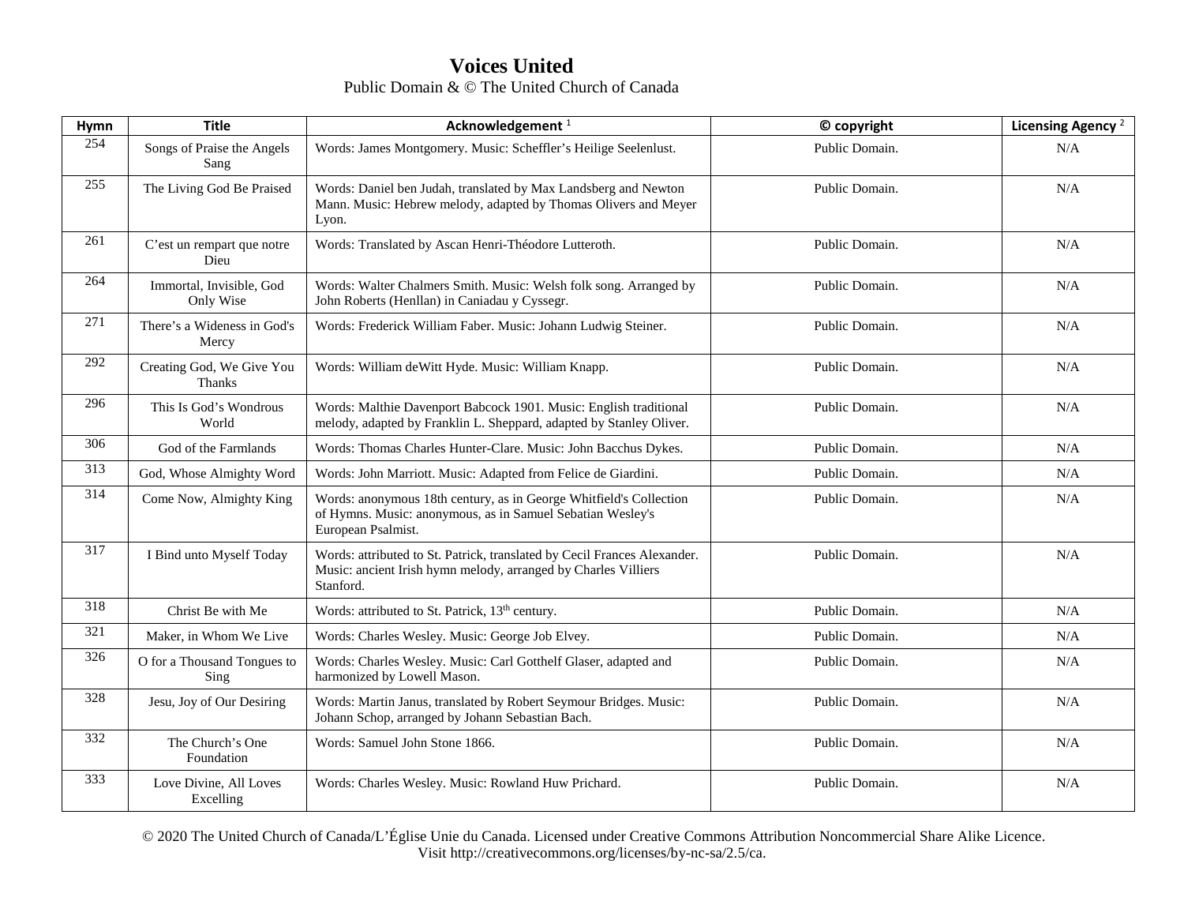**Voices United**

Public Domain & © The United Church of Canada

| Hymn | Title | Acknowledgement [1] | © copyright | Licensing Agency [2] |
|---|---|---|---|---|
| 254 | Songs of Praise the Angels Sang | Words: James Montgomery. Music: Scheffler's Heilige Seelenlust. | Public Domain. | N/A |
| 255 | The Living God Be Praised | Words: Daniel ben Judah, translated by Max Landsberg and Newton Mann. Music: Hebrew melody, adapted by Thomas Olivers and Meyer Lyon. | Public Domain. | N/A |
| 261 | C'est un rempart que notre Dieu | Words: Translated by Ascan Henri-Théodore Lutteroth. | Public Domain. | N/A |
| 264 | Immortal, Invisible, God Only Wise | Words: Walter Chalmers Smith. Music: Welsh folk song. Arranged by John Roberts (Henllan) in Caniadau y Cyssegr. | Public Domain. | N/A |
| 271 | There's a Wideness in God's Mercy | Words: Frederick William Faber. Music: Johann Ludwig Steiner. | Public Domain. | N/A |
| 292 | Creating God, We Give You Thanks | Words: William deWitt Hyde. Music: William Knapp. | Public Domain. | N/A |
| 296 | This Is God's Wondrous World | Words: Malthie Davenport Babcock 1901. Music: English traditional melody, adapted by Franklin L. Sheppard, adapted by Stanley Oliver. | Public Domain. | N/A |
| 306 | God of the Farmlands | Words: Thomas Charles Hunter-Clare. Music: John Bacchus Dykes. | Public Domain. | N/A |
| 313 | God, Whose Almighty Word | Words: John Marriott. Music: Adapted from Felice de Giardini. | Public Domain. | N/A |
| 314 | Come Now, Almighty King | Words: anonymous 18th century, as in George Whitfield's Collection of Hymns. Music: anonymous, as in Samuel Sebatian Wesley's European Psalmist. | Public Domain. | N/A |
| 317 | I Bind unto Myself Today | Words: attributed to St. Patrick, translated by Cecil Frances Alexander. Music: ancient Irish hymn melody, arranged by Charles Villiers Stanford. | Public Domain. | N/A |
| 318 | Christ Be with Me | Words: attributed to St. Patrick, 13th century. | Public Domain. | N/A |
| 321 | Maker, in Whom We Live | Words: Charles Wesley. Music: George Job Elvey. | Public Domain. | N/A |
| 326 | O for a Thousand Tongues to Sing | Words: Charles Wesley. Music: Carl Gotthelf Glaser, adapted and harmonized by Lowell Mason. | Public Domain. | N/A |
| 328 | Jesu, Joy of Our Desiring | Words: Martin Janus, translated by Robert Seymour Bridges. Music: Johann Schop, arranged by Johann Sebastian Bach. | Public Domain. | N/A |
| 332 | The Church's One Foundation | Words: Samuel John Stone 1866. | Public Domain. | N/A |
| 333 | Love Divine, All Loves Excelling | Words: Charles Wesley. Music: Rowland Huw Prichard. | Public Domain. | N/A |

© 2020 The United Church of Canada/L'Église Unie du Canada. Licensed under Creative Commons Attribution Noncommercial Share Alike Licence. Visit http://creativecommons.org/licenses/by-nc-sa/2.5/ca.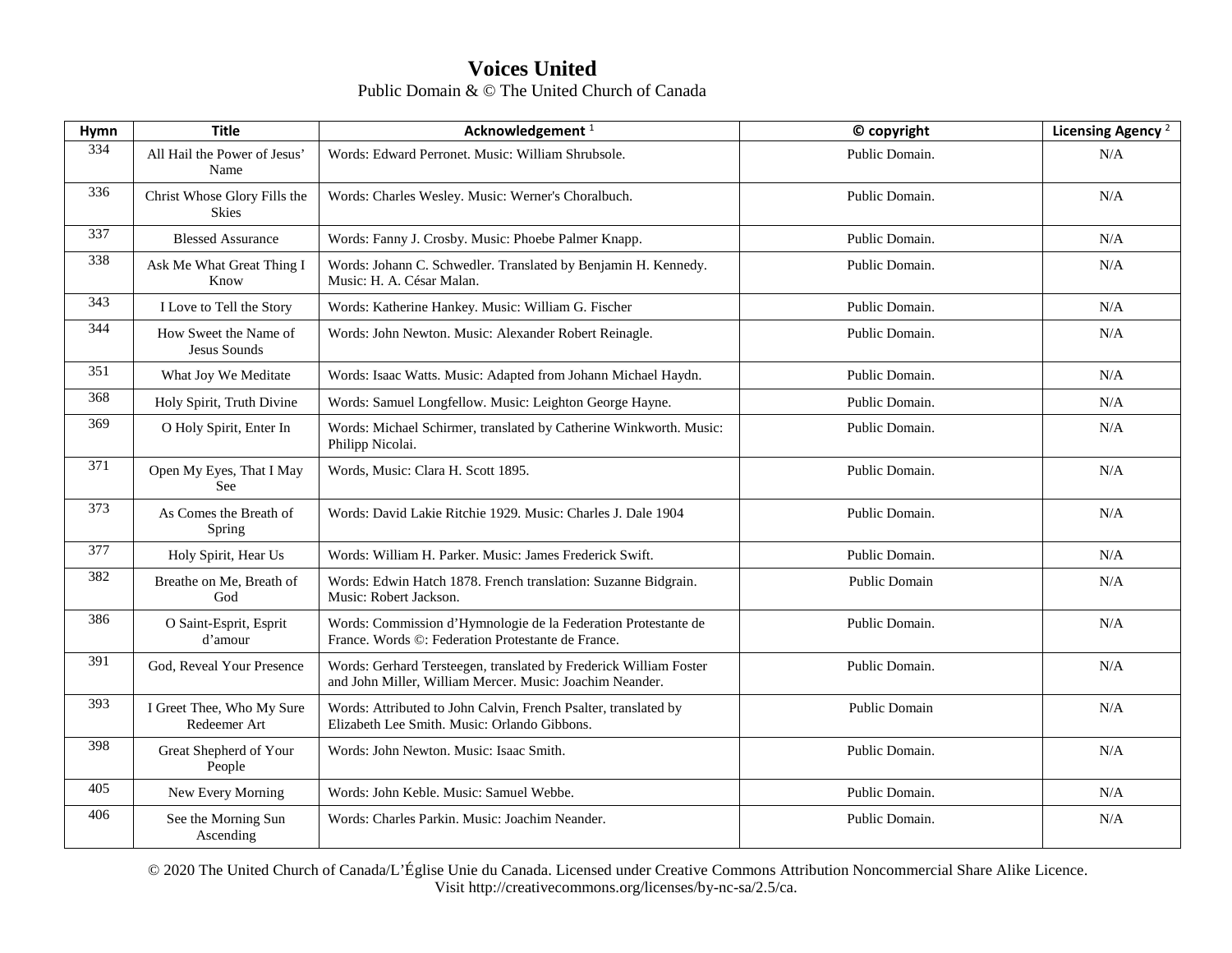# Voices United

Public Domain & © The United Church of Canada

| Hymn | Title | Acknowledgement [1] | © copyright | Licensing Agency [2] |
|---|---|---|---|---|
| 334 | All Hail the Power of Jesus' Name | Words: Edward Perronet. Music: William Shrubsole. | Public Domain. | N/A |
| 336 | Christ Whose Glory Fills the Skies | Words: Charles Wesley. Music: Werner's Choralbuch. | Public Domain. | N/A |
| 337 | Blessed Assurance | Words: Fanny J. Crosby. Music: Phoebe Palmer Knapp. | Public Domain. | N/A |
| 338 | Ask Me What Great Thing I Know | Words: Johann C. Schwedler. Translated by Benjamin H. Kennedy. Music: H. A. César Malan. | Public Domain. | N/A |
| 343 | I Love to Tell the Story | Words: Katherine Hankey. Music: William G. Fischer | Public Domain. | N/A |
| 344 | How Sweet the Name of Jesus Sounds | Words: John Newton. Music: Alexander Robert Reinagle. | Public Domain. | N/A |
| 351 | What Joy We Meditate | Words: Isaac Watts. Music: Adapted from Johann Michael Haydn. | Public Domain. | N/A |
| 368 | Holy Spirit, Truth Divine | Words: Samuel Longfellow. Music: Leighton George Hayne. | Public Domain. | N/A |
| 369 | O Holy Spirit, Enter In | Words: Michael Schirmer, translated by Catherine Winkworth. Music: Philipp Nicolai. | Public Domain. | N/A |
| 371 | Open My Eyes, That I May See | Words, Music: Clara H. Scott 1895. | Public Domain. | N/A |
| 373 | As Comes the Breath of Spring | Words: David Lakie Ritchie 1929. Music: Charles J. Dale 1904 | Public Domain. | N/A |
| 377 | Holy Spirit, Hear Us | Words: William H. Parker. Music: James Frederick Swift. | Public Domain. | N/A |
| 382 | Breathe on Me, Breath of God | Words: Edwin Hatch 1878. French translation: Suzanne Bidgrain. Music: Robert Jackson. | Public Domain | N/A |
| 386 | O Saint-Esprit, Esprit d'amour | Words: Commission d'Hymnologie de la Federation Protestante de France. Words ©: Federation Protestante de France. | Public Domain. | N/A |
| 391 | God, Reveal Your Presence | Words: Gerhard Tersteegen, translated by Frederick William Foster and John Miller, William Mercer. Music: Joachim Neander. | Public Domain. | N/A |
| 393 | I Greet Thee, Who My Sure Redeemer Art | Words: Attributed to John Calvin, French Psalter, translated by Elizabeth Lee Smith. Music: Orlando Gibbons. | Public Domain | N/A |
| 398 | Great Shepherd of Your People | Words: John Newton. Music: Isaac Smith. | Public Domain. | N/A |
| 405 | New Every Morning | Words: John Keble. Music: Samuel Webbe. | Public Domain. | N/A |
| 406 | See the Morning Sun Ascending | Words: Charles Parkin. Music: Joachim Neander. | Public Domain. | N/A |

© 2020 The United Church of Canada/L'Église Unie du Canada. Licensed under Creative Commons Attribution Noncommercial Share Alike Licence. Visit http://creativecommons.org/licenses/by-nc-sa/2.5/ca.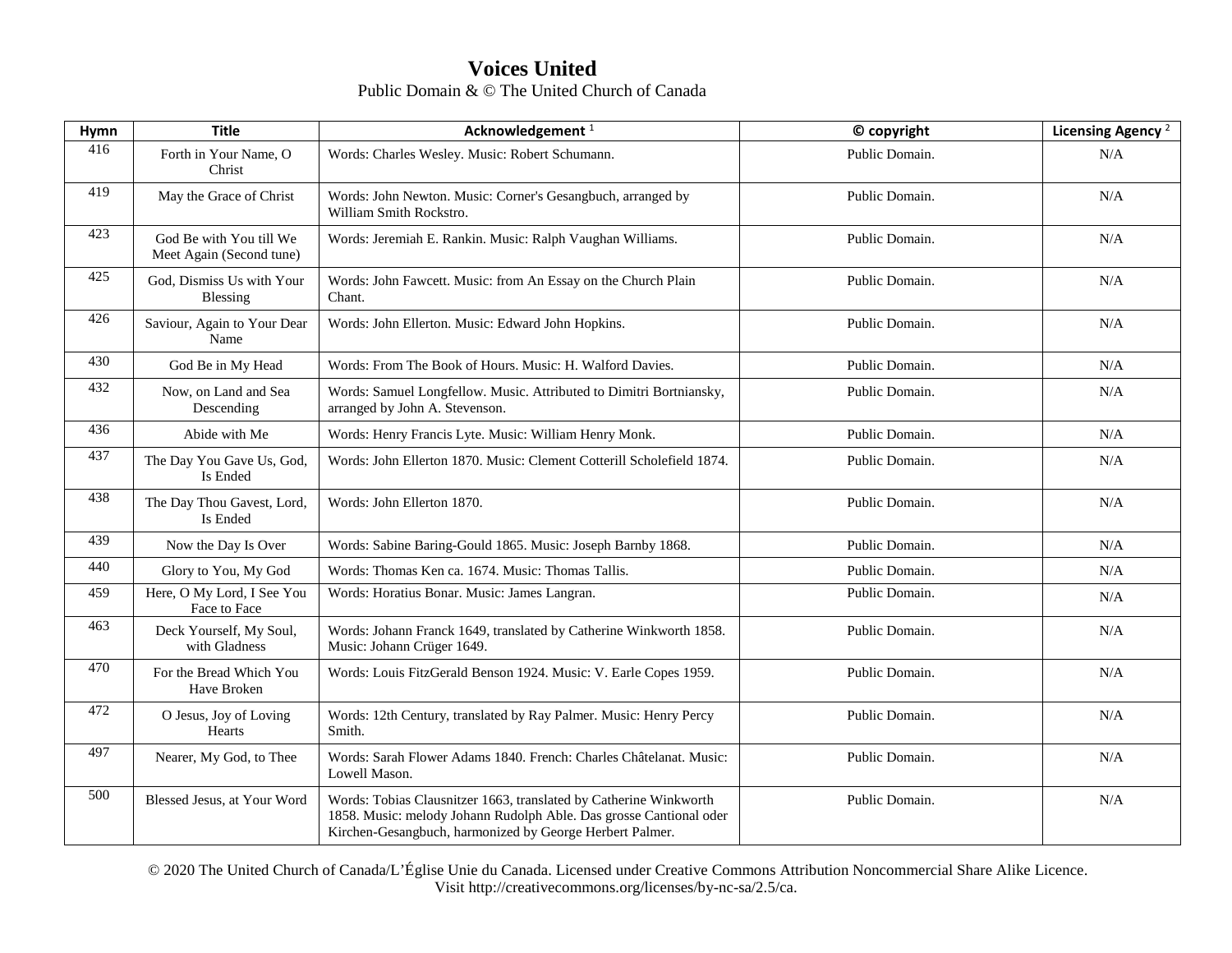# Voices United

Public Domain & © The United Church of Canada

| Hymn | Title | Acknowledgement [1] | © copyright | Licensing Agency [2] |
|---|---|---|---|---|
| 416 | Forth in Your Name, O Christ | Words: Charles Wesley. Music: Robert Schumann. | Public Domain. | N/A |
| 419 | May the Grace of Christ | Words: John Newton. Music: Corner's Gesangbuch, arranged by William Smith Rockstro. | Public Domain. | N/A |
| 423 | God Be with You till We Meet Again (Second tune) | Words: Jeremiah E. Rankin. Music: Ralph Vaughan Williams. | Public Domain. | N/A |
| 425 | God, Dismiss Us with Your Blessing | Words: John Fawcett. Music: from An Essay on the Church Plain Chant. | Public Domain. | N/A |
| 426 | Saviour, Again to Your Dear Name | Words: John Ellerton. Music: Edward John Hopkins. | Public Domain. | N/A |
| 430 | God Be in My Head | Words: From The Book of Hours. Music: H. Walford Davies. | Public Domain. | N/A |
| 432 | Now, on Land and Sea Descending | Words: Samuel Longfellow. Music. Attributed to Dimitri Bortniansky, arranged by John A. Stevenson. | Public Domain. | N/A |
| 436 | Abide with Me | Words: Henry Francis Lyte. Music: William Henry Monk. | Public Domain. | N/A |
| 437 | The Day You Gave Us, God, Is Ended | Words: John Ellerton 1870. Music: Clement Cotterill Scholefield 1874. | Public Domain. | N/A |
| 438 | The Day Thou Gavest, Lord, Is Ended | Words: John Ellerton 1870. | Public Domain. | N/A |
| 439 | Now the Day Is Over | Words: Sabine Baring-Gould 1865. Music: Joseph Barnby 1868. | Public Domain. | N/A |
| 440 | Glory to You, My God | Words: Thomas Ken ca. 1674. Music: Thomas Tallis. | Public Domain. | N/A |
| 459 | Here, O My Lord, I See You Face to Face | Words: Horatius Bonar. Music: James Langran. | Public Domain. | N/A |
| 463 | Deck Yourself, My Soul, with Gladness | Words: Johann Franck 1649, translated by Catherine Winkworth 1858. Music: Johann Crüger 1649. | Public Domain. | N/A |
| 470 | For the Bread Which You Have Broken | Words: Louis FitzGerald Benson 1924. Music: V. Earle Copes 1959. | Public Domain. | N/A |
| 472 | O Jesus, Joy of Loving Hearts | Words: 12th Century, translated by Ray Palmer. Music: Henry Percy Smith. | Public Domain. | N/A |
| 497 | Nearer, My God, to Thee | Words: Sarah Flower Adams 1840. French: Charles Châtelanat. Music: Lowell Mason. | Public Domain. | N/A |
| 500 | Blessed Jesus, at Your Word | Words: Tobias Clausnitzer 1663, translated by Catherine Winkworth 1858. Music: melody Johann Rudolph Able. Das grosse Cantional oder Kirchen-Gesangbuch, harmonized by George Herbert Palmer. | Public Domain. | N/A |

© 2020 The United Church of Canada/L'Église Unie du Canada. Licensed under Creative Commons Attribution Noncommercial Share Alike Licence. Visit http://creativecommons.org/licenses/by-nc-sa/2.5/ca.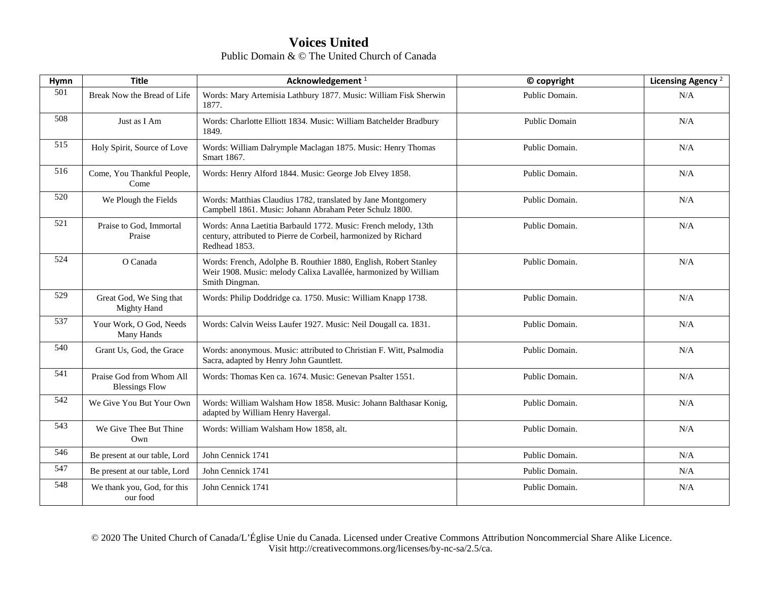# Voices United

Public Domain & © The United Church of Canada

| Hymn | Title | Acknowledgement [1] | © copyright | Licensing Agency [2] |
|---|---|---|---|---|
| 501 | Break Now the Bread of Life | Words: Mary Artemisia Lathbury 1877. Music: William Fisk Sherwin 1877. | Public Domain. | N/A |
| 508 | Just as I Am | Words: Charlotte Elliott 1834. Music: William Batchelder Bradbury 1849. | Public Domain | N/A |
| 515 | Holy Spirit, Source of Love | Words: William Dalrymple Maclagan 1875. Music: Henry Thomas Smart 1867. | Public Domain. | N/A |
| 516 | Come, You Thankful People, Come | Words: Henry Alford 1844. Music: George Job Elvey 1858. | Public Domain. | N/A |
| 520 | We Plough the Fields | Words: Matthias Claudius 1782, translated by Jane Montgomery Campbell 1861. Music: Johann Abraham Peter Schulz 1800. | Public Domain. | N/A |
| 521 | Praise to God, Immortal Praise | Words: Anna Laetitia Barbauld 1772. Music: French melody, 13th century, attributed to Pierre de Corbeil, harmonized by Richard Redhead 1853. | Public Domain. | N/A |
| 524 | O Canada | Words: French, Adolphe B. Routhier 1880, English, Robert Stanley Weir 1908. Music: melody Calixa Lavallée, harmonized by William Smith Dingman. | Public Domain. | N/A |
| 529 | Great God, We Sing that Mighty Hand | Words: Philip Doddridge ca. 1750. Music: William Knapp 1738. | Public Domain. | N/A |
| 537 | Your Work, O God, Needs Many Hands | Words: Calvin Weiss Laufer 1927. Music: Neil Dougall ca. 1831. | Public Domain. | N/A |
| 540 | Grant Us, God, the Grace | Words: anonymous. Music: attributed to Christian F. Witt, Psalmodia Sacra, adapted by Henry John Gauntlett. | Public Domain. | N/A |
| 541 | Praise God from Whom All Blessings Flow | Words: Thomas Ken ca. 1674. Music: Genevan Psalter 1551. | Public Domain. | N/A |
| 542 | We Give You But Your Own | Words: William Walsham How 1858. Music: Johann Balthasar Konig, adapted by William Henry Havergal. | Public Domain. | N/A |
| 543 | We Give Thee But Thine Own | Words: William Walsham How 1858, alt. | Public Domain. | N/A |
| 546 | Be present at our table, Lord | John Cennick 1741 | Public Domain. | N/A |
| 547 | Be present at our table, Lord | John Cennick 1741 | Public Domain. | N/A |
| 548 | We thank you, God, for this our food | John Cennick 1741 | Public Domain. | N/A |

© 2020 The United Church of Canada/L'Église Unie du Canada. Licensed under Creative Commons Attribution Noncommercial Share Alike Licence. Visit http://creativecommons.org/licenses/by-nc-sa/2.5/ca.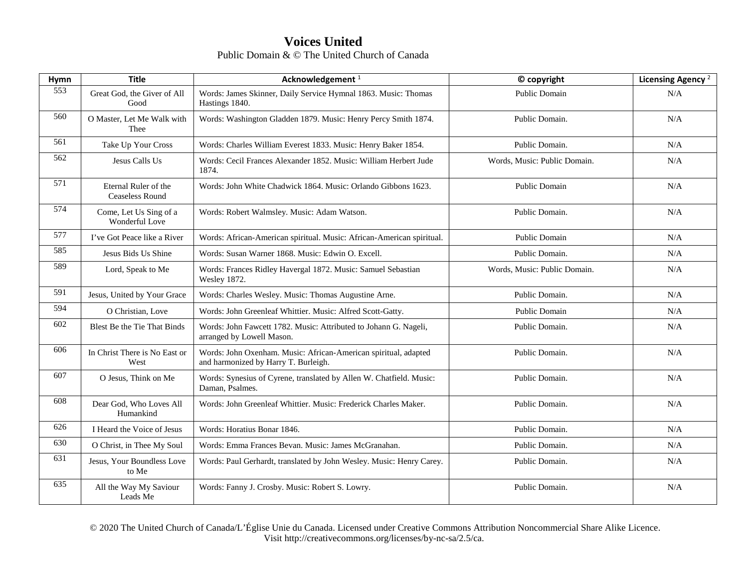# Voices United

Public Domain & © The United Church of Canada

| Hymn | Title | Acknowledgement [1] | © copyright | Licensing Agency [2] |
|---|---|---|---|---|
| 553 | Great God, the Giver of All Good | Words: James Skinner, Daily Service Hymnal 1863. Music: Thomas Hastings 1840. | Public Domain | N/A |
| 560 | O Master, Let Me Walk with Thee | Words: Washington Gladden 1879. Music: Henry Percy Smith 1874. | Public Domain. | N/A |
| 561 | Take Up Your Cross | Words: Charles William Everest 1833. Music: Henry Baker 1854. | Public Domain. | N/A |
| 562 | Jesus Calls Us | Words: Cecil Frances Alexander 1852. Music: William Herbert Jude 1874. | Words, Music: Public Domain. | N/A |
| 571 | Eternal Ruler of the Ceaseless Round | Words: John White Chadwick 1864. Music: Orlando Gibbons 1623. | Public Domain | N/A |
| 574 | Come, Let Us Sing of a Wonderful Love | Words: Robert Walmsley. Music: Adam Watson. | Public Domain. | N/A |
| 577 | I've Got Peace like a River | Words: African-American spiritual. Music: African-American spiritual. | Public Domain | N/A |
| 585 | Jesus Bids Us Shine | Words: Susan Warner 1868. Music: Edwin O. Excell. | Public Domain. | N/A |
| 589 | Lord, Speak to Me | Words: Frances Ridley Havergal 1872. Music: Samuel Sebastian Wesley 1872. | Words, Music: Public Domain. | N/A |
| 591 | Jesus, United by Your Grace | Words: Charles Wesley. Music: Thomas Augustine Arne. | Public Domain. | N/A |
| 594 | O Christian, Love | Words: John Greenleaf Whittier. Music: Alfred Scott-Gatty. | Public Domain | N/A |
| 602 | Blest Be the Tie That Binds | Words: John Fawcett 1782. Music: Attributed to Johann G. Nageli, arranged by Lowell Mason. | Public Domain. | N/A |
| 606 | In Christ There is No East or West | Words: John Oxenham. Music: African-American spiritual, adapted and harmonized by Harry T. Burleigh. | Public Domain. | N/A |
| 607 | O Jesus, Think on Me | Words: Synesius of Cyrene, translated by Allen W. Chatfield. Music: Daman, Psalmes. | Public Domain. | N/A |
| 608 | Dear God, Who Loves All Humankind | Words: John Greenleaf Whittier. Music: Frederick Charles Maker. | Public Domain. | N/A |
| 626 | I Heard the Voice of Jesus | Words: Horatius Bonar 1846. | Public Domain. | N/A |
| 630 | O Christ, in Thee My Soul | Words: Emma Frances Bevan. Music: James McGranahan. | Public Domain. | N/A |
| 631 | Jesus, Your Boundless Love to Me | Words: Paul Gerhardt, translated by John Wesley. Music: Henry Carey. | Public Domain. | N/A |
| 635 | All the Way My Saviour Leads Me | Words: Fanny J. Crosby. Music: Robert S. Lowry. | Public Domain. | N/A |

© 2020 The United Church of Canada/L'Église Unie du Canada. Licensed under Creative Commons Attribution Noncommercial Share Alike Licence. Visit http://creativecommons.org/licenses/by-nc-sa/2.5/ca.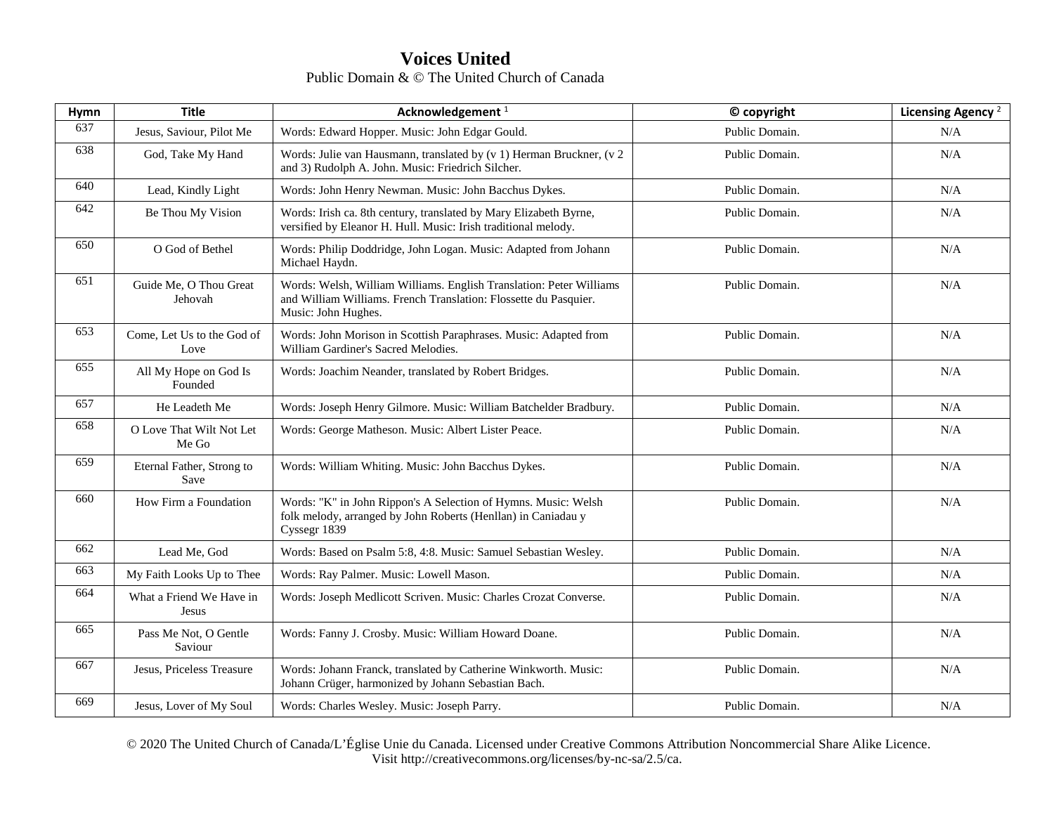# Voices United

Public Domain & © The United Church of Canada

| Hymn | Title | Acknowledgement [1] | © copyright | Licensing Agency [2] |
|---|---|---|---|---|
| 637 | Jesus, Saviour, Pilot Me | Words: Edward Hopper. Music: John Edgar Gould. | Public Domain. | N/A |
| 638 | God, Take My Hand | Words: Julie van Hausmann, translated by (v 1) Herman Bruckner, (v 2 and 3) Rudolph A. John. Music: Friedrich Silcher. | Public Domain. | N/A |
| 640 | Lead, Kindly Light | Words: John Henry Newman. Music: John Bacchus Dykes. | Public Domain. | N/A |
| 642 | Be Thou My Vision | Words: Irish ca. 8th century, translated by Mary Elizabeth Byrne, versified by Eleanor H. Hull. Music: Irish traditional melody. | Public Domain. | N/A |
| 650 | O God of Bethel | Words: Philip Doddridge, John Logan. Music: Adapted from Johann Michael Haydn. | Public Domain. | N/A |
| 651 | Guide Me, O Thou Great Jehovah | Words: Welsh, William Williams. English Translation: Peter Williams and William Williams. French Translation: Flossette du Pasquier. Music: John Hughes. | Public Domain. | N/A |
| 653 | Come, Let Us to the God of Love | Words: John Morison in Scottish Paraphrases. Music: Adapted from William Gardiner's Sacred Melodies. | Public Domain. | N/A |
| 655 | All My Hope on God Is Founded | Words: Joachim Neander, translated by Robert Bridges. | Public Domain. | N/A |
| 657 | He Leadeth Me | Words: Joseph Henry Gilmore. Music: William Batchelder Bradbury. | Public Domain. | N/A |
| 658 | O Love That Wilt Not Let Me Go | Words: George Matheson. Music: Albert Lister Peace. | Public Domain. | N/A |
| 659 | Eternal Father, Strong to Save | Words: William Whiting. Music: John Bacchus Dykes. | Public Domain. | N/A |
| 660 | How Firm a Foundation | Words: "K" in John Rippon's A Selection of Hymns. Music: Welsh folk melody, arranged by John Roberts (Henllan) in Caniadau y Cyssegr 1839 | Public Domain. | N/A |
| 662 | Lead Me, God | Words: Based on Psalm 5:8, 4:8. Music: Samuel Sebastian Wesley. | Public Domain. | N/A |
| 663 | My Faith Looks Up to Thee | Words: Ray Palmer. Music: Lowell Mason. | Public Domain. | N/A |
| 664 | What a Friend We Have in Jesus | Words: Joseph Medlicott Scriven. Music: Charles Crozat Converse. | Public Domain. | N/A |
| 665 | Pass Me Not, O Gentle Saviour | Words: Fanny J. Crosby. Music: William Howard Doane. | Public Domain. | N/A |
| 667 | Jesus, Priceless Treasure | Words: Johann Franck, translated by Catherine Winkworth. Music: Johann Crüger, harmonized by Johann Sebastian Bach. | Public Domain. | N/A |
| 669 | Jesus, Lover of My Soul | Words: Charles Wesley. Music: Joseph Parry. | Public Domain. | N/A |

© 2020 The United Church of Canada/L'Église Unie du Canada. Licensed under Creative Commons Attribution Noncommercial Share Alike Licence. Visit http://creativecommons.org/licenses/by-nc-sa/2.5/ca.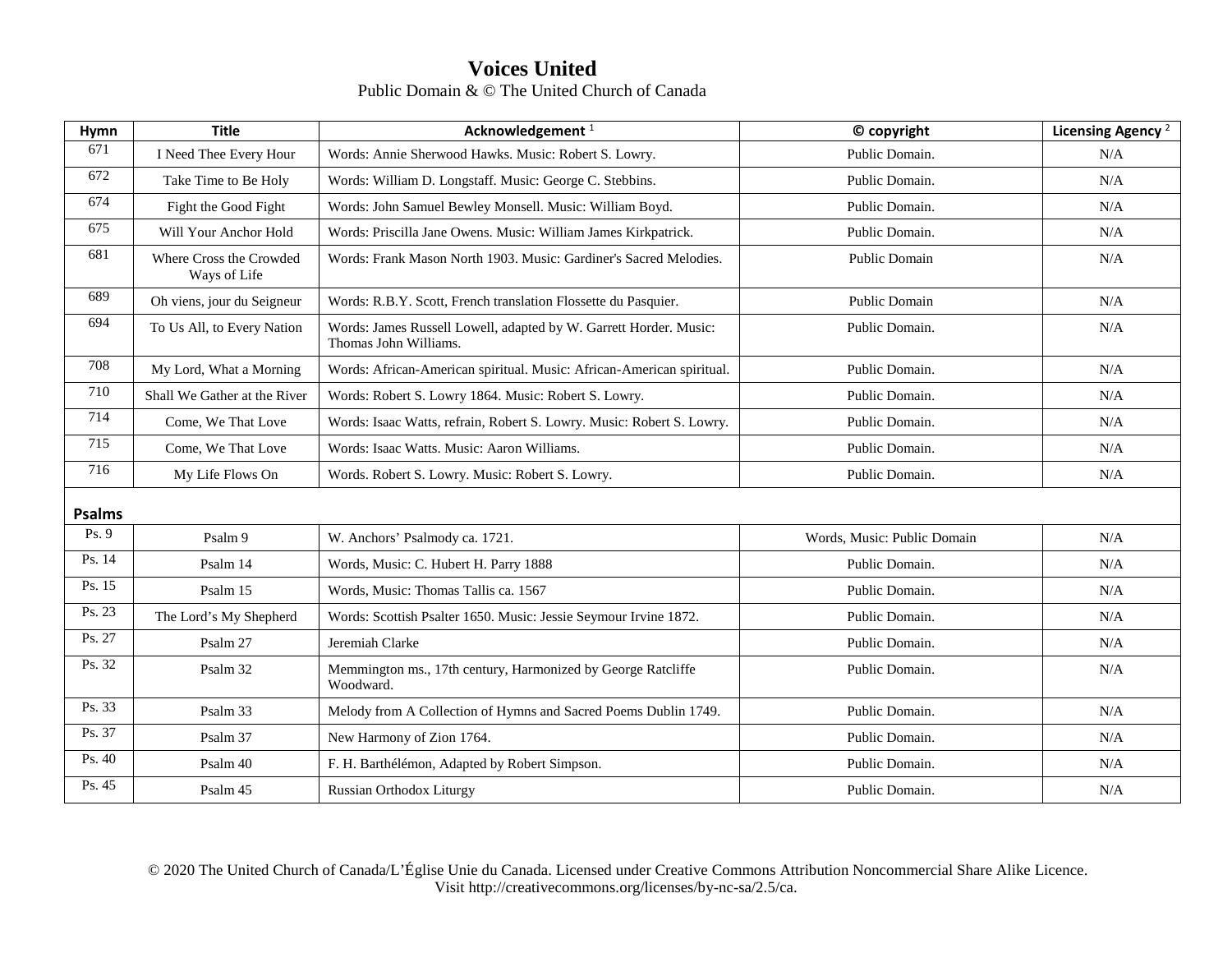# Voices United

Public Domain & © The United Church of Canada

| Hymn | Title | Acknowledgement [1] | © copyright | Licensing Agency [2] |
|---|---|---|---|---|
| 671 | I Need Thee Every Hour | Words: Annie Sherwood Hawks. Music: Robert S. Lowry. | Public Domain. | N/A |
| 672 | Take Time to Be Holy | Words: William D. Longstaff. Music: George C. Stebbins. | Public Domain. | N/A |
| 674 | Fight the Good Fight | Words: John Samuel Bewley Monsell. Music: William Boyd. | Public Domain. | N/A |
| 675 | Will Your Anchor Hold | Words: Priscilla Jane Owens. Music: William James Kirkpatrick. | Public Domain. | N/A |
| 681 | Where Cross the Crowded Ways of Life | Words: Frank Mason North 1903. Music: Gardiner's Sacred Melodies. | Public Domain | N/A |
| 689 | Oh viens, jour du Seigneur | Words: R.B.Y. Scott, French translation Flossette du Pasquier. | Public Domain | N/A |
| 694 | To Us All, to Every Nation | Words: James Russell Lowell, adapted by W. Garrett Horder. Music: Thomas John Williams. | Public Domain. | N/A |
| 708 | My Lord, What a Morning | Words: African-American spiritual. Music: African-American spiritual. | Public Domain. | N/A |
| 710 | Shall We Gather at the River | Words: Robert S. Lowry 1864. Music: Robert S. Lowry. | Public Domain. | N/A |
| 714 | Come, We That Love | Words: Isaac Watts, refrain, Robert S. Lowry. Music: Robert S. Lowry. | Public Domain. | N/A |
| 715 | Come, We That Love | Words: Isaac Watts. Music: Aaron Williams. | Public Domain. | N/A |
| 716 | My Life Flows On | Words. Robert S. Lowry. Music: Robert S. Lowry. | Public Domain. | N/A |
| **Psalms** | | | | |
| Ps. 9 | Psalm 9 | W. Anchors' Psalmody ca. 1721. | Words, Music: Public Domain | N/A |
| Ps. 14 | Psalm 14 | Words, Music: C. Hubert H. Parry 1888 | Public Domain. | N/A |
| Ps. 15 | Psalm 15 | Words, Music: Thomas Tallis ca. 1567 | Public Domain. | N/A |
| Ps. 23 | The Lord's My Shepherd | Words: Scottish Psalter 1650. Music: Jessie Seymour Irvine 1872. | Public Domain. | N/A |
| Ps. 27 | Psalm 27 | Jeremiah Clarke | Public Domain. | N/A |
| Ps. 32 | Psalm 32 | Memmington ms., 17th century, Harmonized by George Ratcliffe Woodward. | Public Domain. | N/A |
| Ps. 33 | Psalm 33 | Melody from A Collection of Hymns and Sacred Poems Dublin 1749. | Public Domain. | N/A |
| Ps. 37 | Psalm 37 | New Harmony of Zion 1764. | Public Domain. | N/A |
| Ps. 40 | Psalm 40 | F. H. Barthélémon, Adapted by Robert Simpson. | Public Domain. | N/A |
| Ps. 45 | Psalm 45 | Russian Orthodox Liturgy | Public Domain. | N/A |

© 2020 The United Church of Canada/L'Église Unie du Canada. Licensed under Creative Commons Attribution Noncommercial Share Alike Licence. Visit http://creativecommons.org/licenses/by-nc-sa/2.5/ca.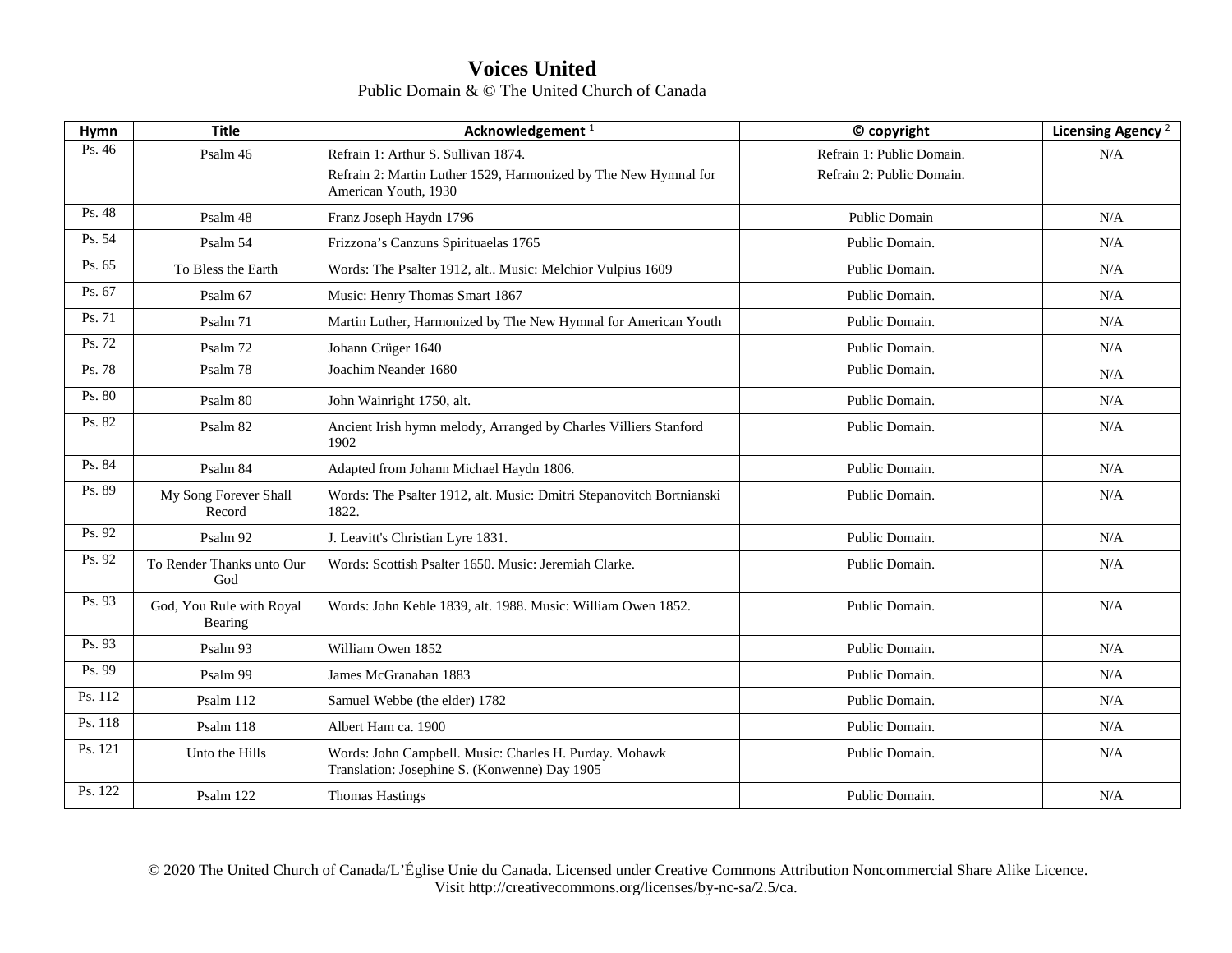# Voices United

Public Domain & © The United Church of Canada

| Hymn | Title | Acknowledgement [1] | © copyright | Licensing Agency [2] |
|---|---|---|---|---|
| Ps. 46 | Psalm 46 | Refrain 1: Arthur S. Sullivan 1874. Refrain 2: Martin Luther 1529, Harmonized by The New Hymnal for American Youth, 1930 | Refrain 1: Public Domain. Refrain 2: Public Domain. | N/A |
| Ps. 48 | Psalm 48 | Franz Joseph Haydn 1796 | Public Domain | N/A |
| Ps. 54 | Psalm 54 | Frizzona's Canzuns Spirituaelas 1765 | Public Domain. | N/A |
| Ps. 65 | To Bless the Earth | Words: The Psalter 1912, alt.. Music: Melchior Vulpius 1609 | Public Domain. | N/A |
| Ps. 67 | Psalm 67 | Music: Henry Thomas Smart 1867 | Public Domain. | N/A |
| Ps. 71 | Psalm 71 | Martin Luther, Harmonized by The New Hymnal for American Youth | Public Domain. | N/A |
| Ps. 72 | Psalm 72 | Johann Crüger 1640 | Public Domain. | N/A |
| Ps. 78 | Psalm 78 | Joachim Neander 1680 | Public Domain. | N/A |
| Ps. 80 | Psalm 80 | John Wainright 1750, alt. | Public Domain. | N/A |
| Ps. 82 | Psalm 82 | Ancient Irish hymn melody, Arranged by Charles Villiers Stanford 1902 | Public Domain. | N/A |
| Ps. 84 | Psalm 84 | Adapted from Johann Michael Haydn 1806. | Public Domain. | N/A |
| Ps. 89 | My Song Forever Shall Record | Words: The Psalter 1912, alt. Music: Dmitri Stepanovitch Bortnianski 1822. | Public Domain. | N/A |
| Ps. 92 | Psalm 92 | J. Leavitt's Christian Lyre 1831. | Public Domain. | N/A |
| Ps. 92 | To Render Thanks unto Our God | Words: Scottish Psalter 1650. Music: Jeremiah Clarke. | Public Domain. | N/A |
| Ps. 93 | God, You Rule with Royal Bearing | Words: John Keble 1839, alt. 1988. Music: William Owen 1852. | Public Domain. | N/A |
| Ps. 93 | Psalm 93 | William Owen 1852 | Public Domain. | N/A |
| Ps. 99 | Psalm 99 | James McGranahan 1883 | Public Domain. | N/A |
| Ps. 112 | Psalm 112 | Samuel Webbe (the elder) 1782 | Public Domain. | N/A |
| Ps. 118 | Psalm 118 | Albert Ham ca. 1900 | Public Domain. | N/A |
| Ps. 121 | Unto the Hills | Words: John Campbell. Music: Charles H. Purday. Mohawk Translation: Josephine S. (Konwenne) Day 1905 | Public Domain. | N/A |
| Ps. 122 | Psalm 122 | Thomas Hastings | Public Domain. | N/A |

© 2020 The United Church of Canada/L'Église Unie du Canada. Licensed under Creative Commons Attribution Noncommercial Share Alike Licence. Visit http://creativecommons.org/licenses/by-nc-sa/2.5/ca.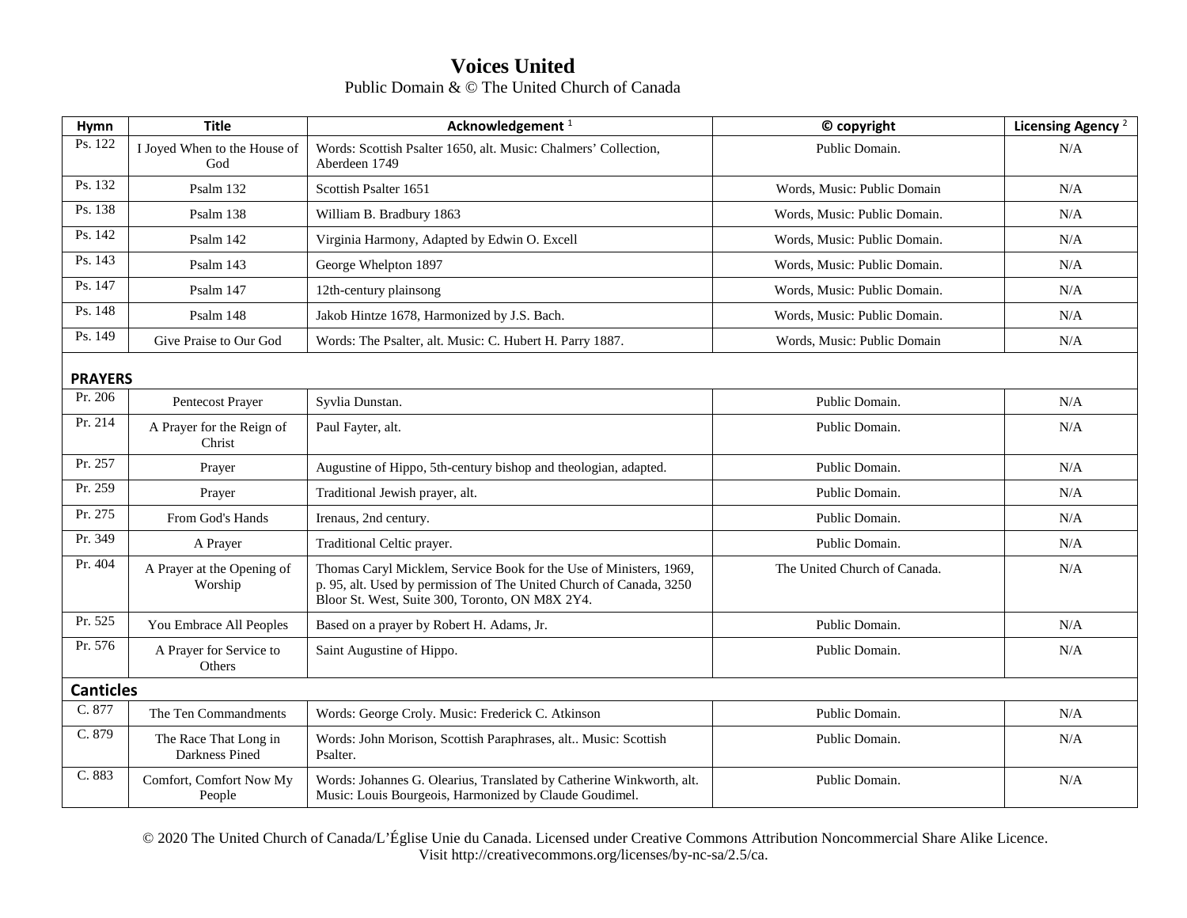# Voices United

Public Domain & © The United Church of Canada

| Hymn | Title | Acknowledgement [1] | © copyright | Licensing Agency [2] |
|---|---|---|---|---|
| Ps. 122 | I Joyed When to the House of God | Words: Scottish Psalter 1650, alt. Music: Chalmers' Collection, Aberdeen 1749 | Public Domain. | N/A |
| Ps. 132 | Psalm 132 | Scottish Psalter 1651 | Words, Music: Public Domain | N/A |
| Ps. 138 | Psalm 138 | William B. Bradbury 1863 | Words, Music: Public Domain. | N/A |
| Ps. 142 | Psalm 142 | Virginia Harmony, Adapted by Edwin O. Excell | Words, Music: Public Domain. | N/A |
| Ps. 143 | Psalm 143 | George Whelpton 1897 | Words, Music: Public Domain. | N/A |
| Ps. 147 | Psalm 147 | 12th-century plainsong | Words, Music: Public Domain. | N/A |
| Ps. 148 | Psalm 148 | Jakob Hintze 1678, Harmonized by J.S. Bach. | Words, Music: Public Domain. | N/A |
| Ps. 149 | Give Praise to Our God | Words: The Psalter, alt. Music: C. Hubert H. Parry 1887. | Words, Music: Public Domain | N/A |
| **PRAYERS** | | | | |
| Pr. 206 | Pentecost Prayer | Syvlia Dunstan. | Public Domain. | N/A |
| Pr. 214 | A Prayer for the Reign of Christ | Paul Fayter, alt. | Public Domain. | N/A |
| Pr. 257 | Prayer | Augustine of Hippo, 5th-century bishop and theologian, adapted. | Public Domain. | N/A |
| Pr. 259 | Prayer | Traditional Jewish prayer, alt. | Public Domain. | N/A |
| Pr. 275 | From God's Hands | Irenaus, 2nd century. | Public Domain. | N/A |
| Pr. 349 | A Prayer | Traditional Celtic prayer. | Public Domain. | N/A |
| Pr. 404 | A Prayer at the Opening of Worship | Thomas Caryl Micklem, Service Book for the Use of Ministers, 1969, p. 95, alt. Used by permission of The United Church of Canada, 3250 Bloor St. West, Suite 300, Toronto, ON M8X 2Y4. | The United Church of Canada. | N/A |
| Pr. 525 | You Embrace All Peoples | Based on a prayer by Robert H. Adams, Jr. | Public Domain. | N/A |
| Pr. 576 | A Prayer for Service to Others | Saint Augustine of Hippo. | Public Domain. | N/A |
| **Canticles** | | | | |
| C. 877 | The Ten Commandments | Words: George Croly. Music: Frederick C. Atkinson | Public Domain. | N/A |
| C. 879 | The Race That Long in Darkness Pined | Words: John Morison, Scottish Paraphrases, alt.. Music: Scottish Psalter. | Public Domain. | N/A |
| C. 883 | Comfort, Comfort Now My People | Words: Johannes G. Olearius, Translated by Catherine Winkworth, alt. Music: Louis Bourgeois, Harmonized by Claude Goudimel. | Public Domain. | N/A |

© 2020 The United Church of Canada/L'Église Unie du Canada. Licensed under Creative Commons Attribution Noncommercial Share Alike Licence. Visit http://creativecommons.org/licenses/by-nc-sa/2.5/ca.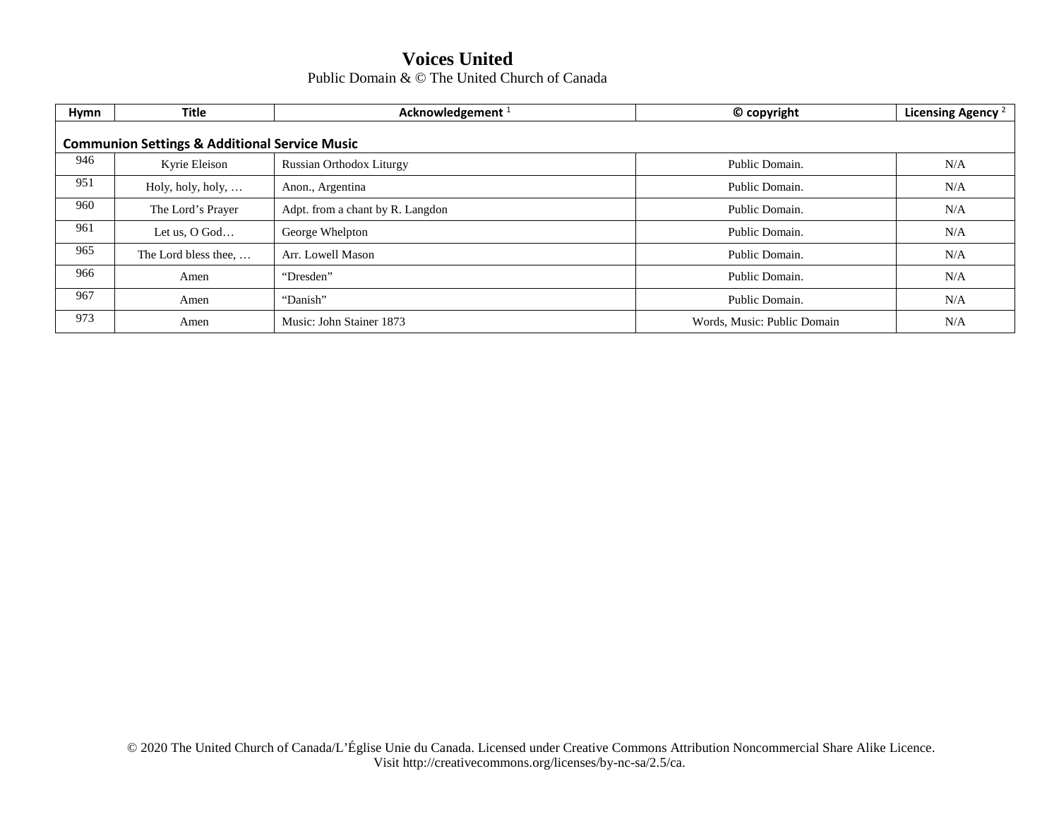# Voices United

Public Domain & © The United Church of Canada

| Hymn | Title | Acknowledgement [1] | © copyright | Licensing Agency [2] |
|---|---|---|---|---|
| **Communion Settings & Additional Service Music** | | | | |
| 946 | Kyrie Eleison | Russian Orthodox Liturgy | Public Domain. | N/A |
| 951 | Holy, holy, holy, … | Anon., Argentina | Public Domain. | N/A |
| 960 | The Lord's Prayer | Adpt. from a chant by R. Langdon | Public Domain. | N/A |
| 961 | Let us, O God… | George Whelpton | Public Domain. | N/A |
| 965 | The Lord bless thee, … | Arr. Lowell Mason | Public Domain. | N/A |
| 966 | Amen | "Dresden" | Public Domain. | N/A |
| 967 | Amen | "Danish" | Public Domain. | N/A |
| 973 | Amen | Music: John Stainer 1873 | Words, Music: Public Domain | N/A |

© 2020 The United Church of Canada/L'Église Unie du Canada. Licensed under Creative Commons Attribution Noncommercial Share Alike Licence. Visit http://creativecommons.org/licenses/by-nc-sa/2.5/ca.